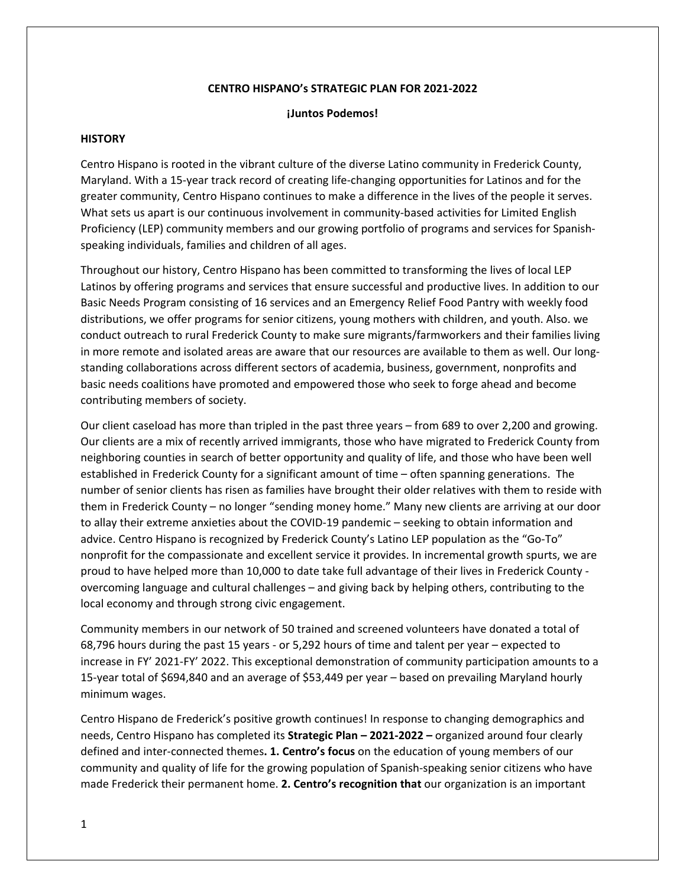# CENTRO HISPANO's STRATEGIC PLAN FOR 2021-2022

**¡Juntos Podemos!**

## HISTORY

Centro Hispano is rooted in the vibrant culture of the diverse Latino community in Frederick County, Maryland. With a 15-year track record of creating life-changing opportunities for Latinos and for the greater community, Centro Hispano continues to make a difference in the lives of the people it serves. What sets us apart is our continuous involvement in community-based activities for Limited English Proficiency (LEP) community members and our growing portfolio of programs and services for Spanish-speaking individuals, families and children of all ages.

Throughout our history, Centro Hispano has been committed to transforming the lives of local LEP Latinos by offering programs and services that ensure successful and productive lives. In addition to our Basic Needs Program consisting of 16 services and an Emergency Relief Food Pantry with weekly food distributions, we offer programs for senior citizens, young mothers with children, and youth. Also. we conduct outreach to rural Frederick County to make sure migrants/farmworkers and their families living in more remote and isolated areas are aware that our resources are available to them as well. Our long-standing collaborations across different sectors of academia, business, government, nonprofits and basic needs coalitions have promoted and empowered those who seek to forge ahead and become contributing members of society.

Our client caseload has more than tripled in the past three years – from 689 to over 2,200 and growing. Our clients are a mix of recently arrived immigrants, those who have migrated to Frederick County from neighboring counties in search of better opportunity and quality of life, and those who have been well established in Frederick County for a significant amount of time – often spanning generations. The number of senior clients has risen as families have brought their older relatives with them to reside with them in Frederick County – no longer "sending money home." Many new clients are arriving at our door to allay their extreme anxieties about the COVID-19 pandemic – seeking to obtain information and advice. Centro Hispano is recognized by Frederick County's Latino LEP population as the "Go-To" nonprofit for the compassionate and excellent service it provides. In incremental growth spurts, we are proud to have helped more than 10,000 to date take full advantage of their lives in Frederick County - overcoming language and cultural challenges – and giving back by helping others, contributing to the local economy and through strong civic engagement.

Community members in our network of 50 trained and screened volunteers have donated a total of 68,796 hours during the past 15 years - or 5,292 hours of time and talent per year – expected to increase in FY' 2021-FY' 2022. This exceptional demonstration of community participation amounts to a 15-year total of $694,840 and an average of $53,449 per year – based on prevailing Maryland hourly minimum wages.

Centro Hispano de Frederick's positive growth continues! In response to changing demographics and needs, Centro Hispano has completed its **Strategic Plan – 2021-2022 –** organized around four clearly defined and inter-connected themes**. 1. Centro's focus** on the education of young members of our community and quality of life for the growing population of Spanish-speaking senior citizens who have made Frederick their permanent home. **2. Centro's recognition that** our organization is an important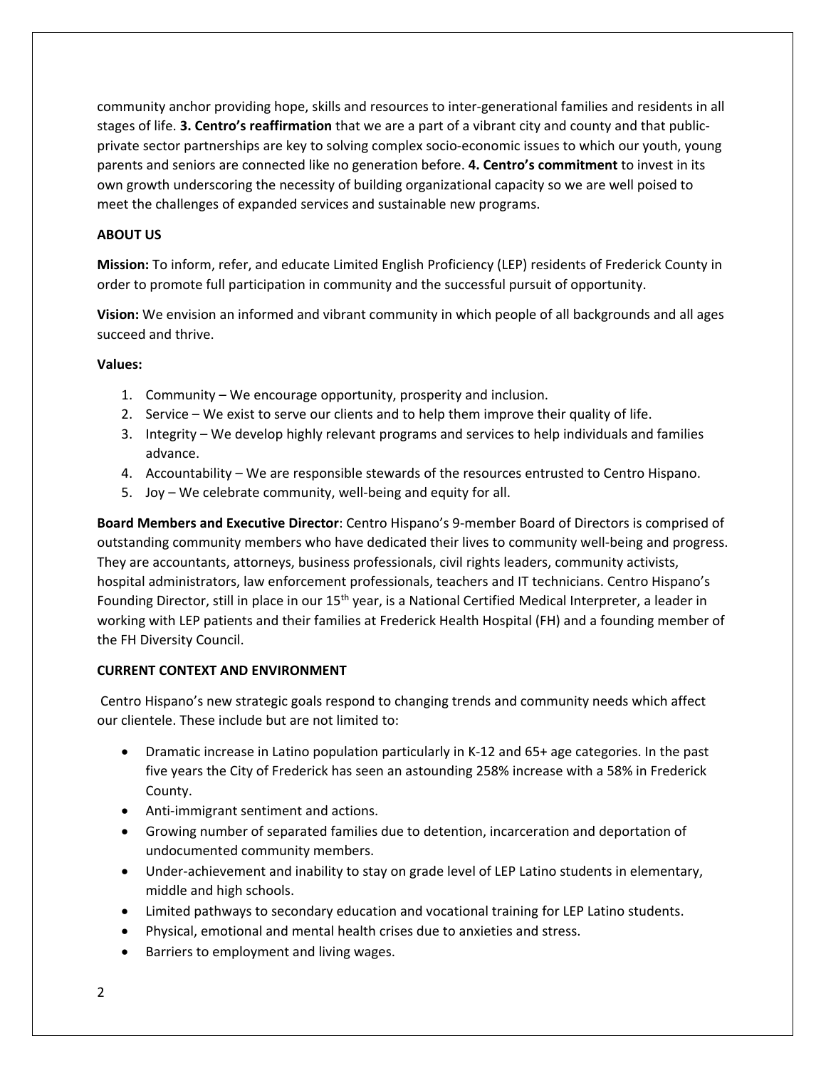community anchor providing hope, skills and resources to inter-generational families and residents in all stages of life. **3. Centro's reaffirmation** that we are a part of a vibrant city and county and that public-private sector partnerships are key to solving complex socio-economic issues to which our youth, young parents and seniors are connected like no generation before. **4. Centro's commitment** to invest in its own growth underscoring the necessity of building organizational capacity so we are well poised to meet the challenges of expanded services and sustainable new programs.

## ABOUT US

**Mission:** To inform, refer, and educate Limited English Proficiency (LEP) residents of Frederick County in order to promote full participation in community and the successful pursuit of opportunity.

**Vision:** We envision an informed and vibrant community in which people of all backgrounds and all ages succeed and thrive.

**Values:**

1. Community – We encourage opportunity, prosperity and inclusion.
2. Service – We exist to serve our clients and to help them improve their quality of life.
3. Integrity – We develop highly relevant programs and services to help individuals and families advance.
4. Accountability – We are responsible stewards of the resources entrusted to Centro Hispano.
5. Joy – We celebrate community, well-being and equity for all.

**Board Members and Executive Director**: Centro Hispano's 9-member Board of Directors is comprised of outstanding community members who have dedicated their lives to community well-being and progress. They are accountants, attorneys, business professionals, civil rights leaders, community activists, hospital administrators, law enforcement professionals, teachers and IT technicians. Centro Hispano's Founding Director, still in place in our 15th year, is a National Certified Medical Interpreter, a leader in working with LEP patients and their families at Frederick Health Hospital (FH) and a founding member of the FH Diversity Council.

## CURRENT CONTEXT AND ENVIRONMENT

Centro Hispano's new strategic goals respond to changing trends and community needs which affect our clientele. These include but are not limited to:

- Dramatic increase in Latino population particularly in K-12 and 65+ age categories. In the past five years the City of Frederick has seen an astounding 258% increase with a 58% in Frederick County.
- Anti-immigrant sentiment and actions.
- Growing number of separated families due to detention, incarceration and deportation of undocumented community members.
- Under-achievement and inability to stay on grade level of LEP Latino students in elementary, middle and high schools.
- Limited pathways to secondary education and vocational training for LEP Latino students.
- Physical, emotional and mental health crises due to anxieties and stress.
- Barriers to employment and living wages.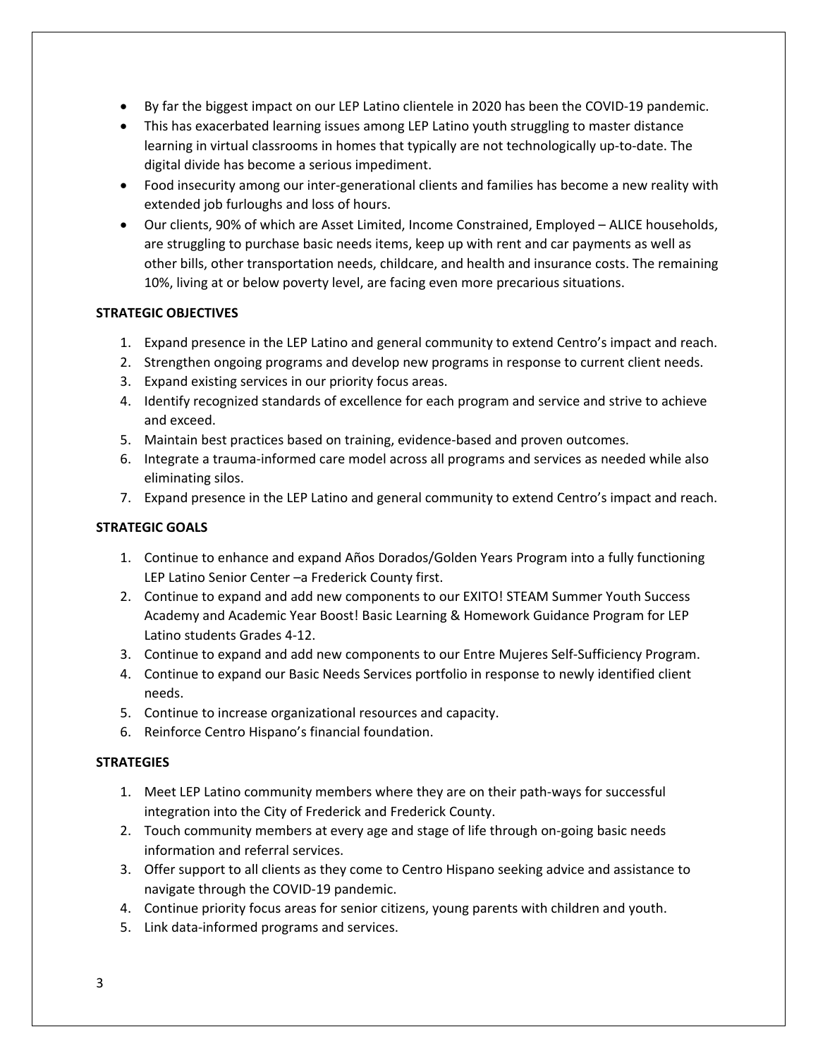- By far the biggest impact on our LEP Latino clientele in 2020 has been the COVID-19 pandemic.
- This has exacerbated learning issues among LEP Latino youth struggling to master distance learning in virtual classrooms in homes that typically are not technologically up-to-date. The digital divide has become a serious impediment.
- Food insecurity among our inter-generational clients and families has become a new reality with extended job furloughs and loss of hours.
- Our clients, 90% of which are Asset Limited, Income Constrained, Employed – ALICE households, are struggling to purchase basic needs items, keep up with rent and car payments as well as other bills, other transportation needs, childcare, and health and insurance costs. The remaining 10%, living at or below poverty level, are facing even more precarious situations.

**STRATEGIC OBJECTIVES**

1. Expand presence in the LEP Latino and general community to extend Centro's impact and reach.
2. Strengthen ongoing programs and develop new programs in response to current client needs.
3. Expand existing services in our priority focus areas.
4. Identify recognized standards of excellence for each program and service and strive to achieve and exceed.
5. Maintain best practices based on training, evidence-based and proven outcomes.
6. Integrate a trauma-informed care model across all programs and services as needed while also eliminating silos.
7. Expand presence in the LEP Latino and general community to extend Centro's impact and reach.

**STRATEGIC GOALS**

1. Continue to enhance and expand Años Dorados/Golden Years Program into a fully functioning LEP Latino Senior Center –a Frederick County first.
2. Continue to expand and add new components to our EXITO! STEAM Summer Youth Success Academy and Academic Year Boost! Basic Learning & Homework Guidance Program for LEP Latino students Grades 4-12.
3. Continue to expand and add new components to our Entre Mujeres Self-Sufficiency Program.
4. Continue to expand our Basic Needs Services portfolio in response to newly identified client needs.
5. Continue to increase organizational resources and capacity.
6. Reinforce Centro Hispano's financial foundation.

**STRATEGIES**

1. Meet LEP Latino community members where they are on their path-ways for successful integration into the City of Frederick and Frederick County.
2. Touch community members at every age and stage of life through on-going basic needs information and referral services.
3. Offer support to all clients as they come to Centro Hispano seeking advice and assistance to navigate through the COVID-19 pandemic.
4. Continue priority focus areas for senior citizens, young parents with children and youth.
5. Link data-informed programs and services.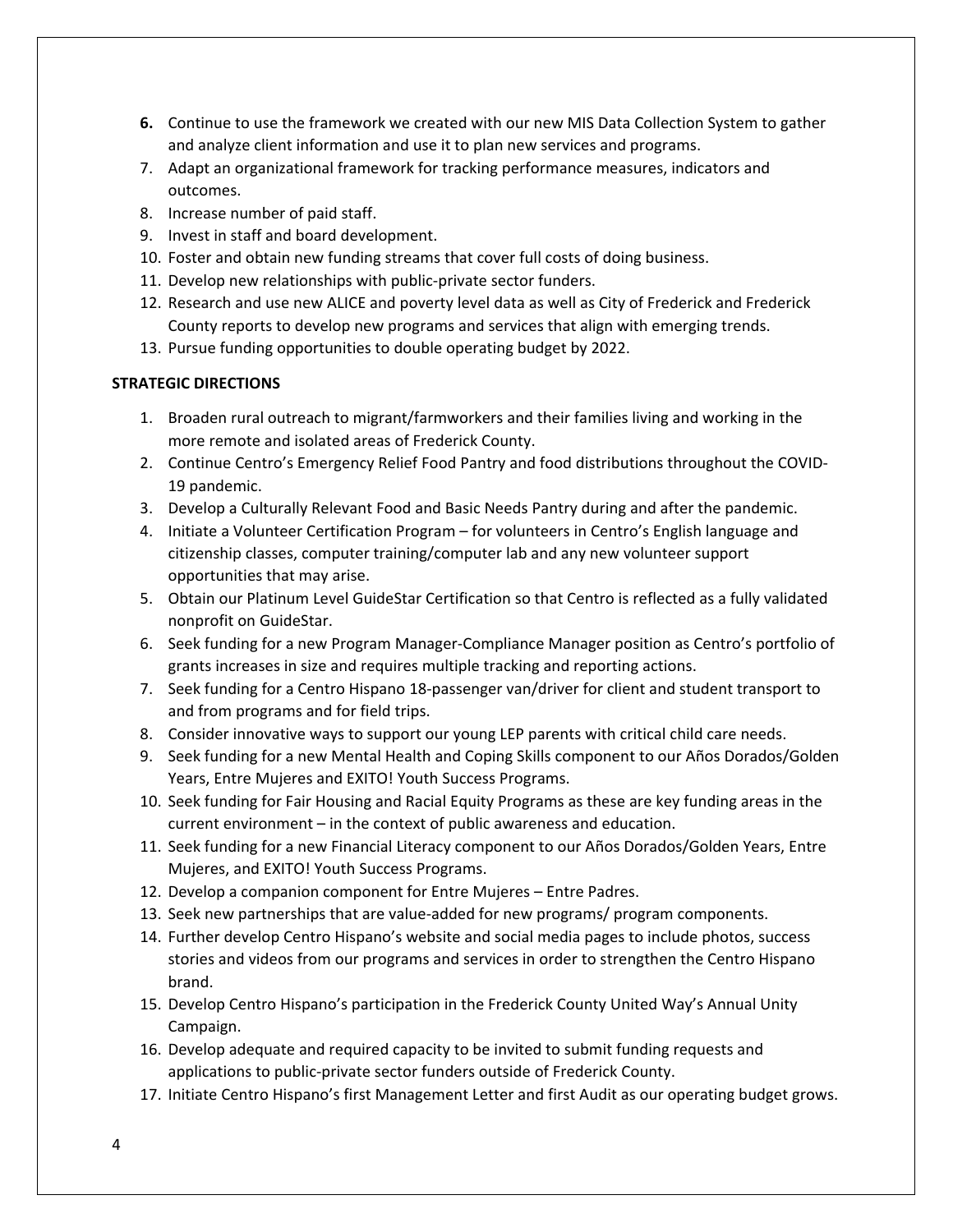6. Continue to use the framework we created with our new MIS Data Collection System to gather and analyze client information and use it to plan new services and programs.
7. Adapt an organizational framework for tracking performance measures, indicators and outcomes.
8. Increase number of paid staff.
9. Invest in staff and board development.
10. Foster and obtain new funding streams that cover full costs of doing business.
11. Develop new relationships with public-private sector funders.
12. Research and use new ALICE and poverty level data as well as City of Frederick and Frederick County reports to develop new programs and services that align with emerging trends.
13. Pursue funding opportunities to double operating budget by 2022.

**STRATEGIC DIRECTIONS**

1. Broaden rural outreach to migrant/farmworkers and their families living and working in the more remote and isolated areas of Frederick County.
2. Continue Centro's Emergency Relief Food Pantry and food distributions throughout the COVID-19 pandemic.
3. Develop a Culturally Relevant Food and Basic Needs Pantry during and after the pandemic.
4. Initiate a Volunteer Certification Program – for volunteers in Centro's English language and citizenship classes, computer training/computer lab and any new volunteer support opportunities that may arise.
5. Obtain our Platinum Level GuideStar Certification so that Centro is reflected as a fully validated nonprofit on GuideStar.
6. Seek funding for a new Program Manager-Compliance Manager position as Centro's portfolio of grants increases in size and requires multiple tracking and reporting actions.
7. Seek funding for a Centro Hispano 18-passenger van/driver for client and student transport to and from programs and for field trips.
8. Consider innovative ways to support our young LEP parents with critical child care needs.
9. Seek funding for a new Mental Health and Coping Skills component to our Años Dorados/Golden Years, Entre Mujeres and EXITO! Youth Success Programs.
10. Seek funding for Fair Housing and Racial Equity Programs as these are key funding areas in the current environment – in the context of public awareness and education.
11. Seek funding for a new Financial Literacy component to our Años Dorados/Golden Years, Entre Mujeres, and EXITO! Youth Success Programs.
12. Develop a companion component for Entre Mujeres – Entre Padres.
13. Seek new partnerships that are value-added for new programs/ program components.
14. Further develop Centro Hispano's website and social media pages to include photos, success stories and videos from our programs and services in order to strengthen the Centro Hispano brand.
15. Develop Centro Hispano's participation in the Frederick County United Way's Annual Unity Campaign.
16. Develop adequate and required capacity to be invited to submit funding requests and applications to public-private sector funders outside of Frederick County.
17. Initiate Centro Hispano's first Management Letter and first Audit as our operating budget grows.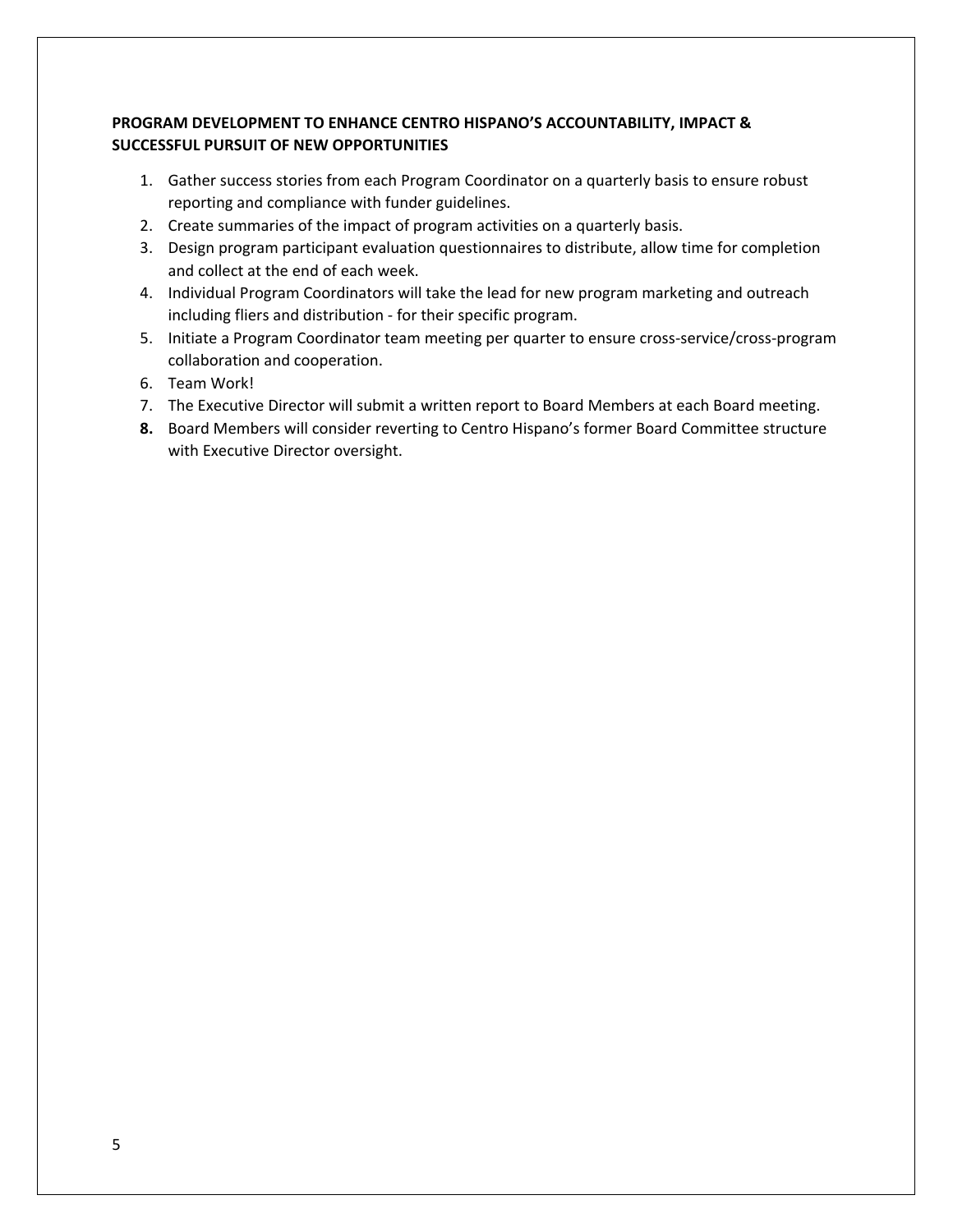**PROGRAM DEVELOPMENT TO ENHANCE CENTRO HISPANO'S ACCOUNTABILITY, IMPACT & SUCCESSFUL PURSUIT OF NEW OPPORTUNITIES**

1. Gather success stories from each Program Coordinator on a quarterly basis to ensure robust reporting and compliance with funder guidelines.
2. Create summaries of the impact of program activities on a quarterly basis.
3. Design program participant evaluation questionnaires to distribute, allow time for completion and collect at the end of each week.
4. Individual Program Coordinators will take the lead for new program marketing and outreach including fliers and distribution - for their specific program.
5. Initiate a Program Coordinator team meeting per quarter to ensure cross-service/cross-program collaboration and cooperation.
6. Team Work!
7. The Executive Director will submit a written report to Board Members at each Board meeting.
8. Board Members will consider reverting to Centro Hispano's former Board Committee structure with Executive Director oversight.